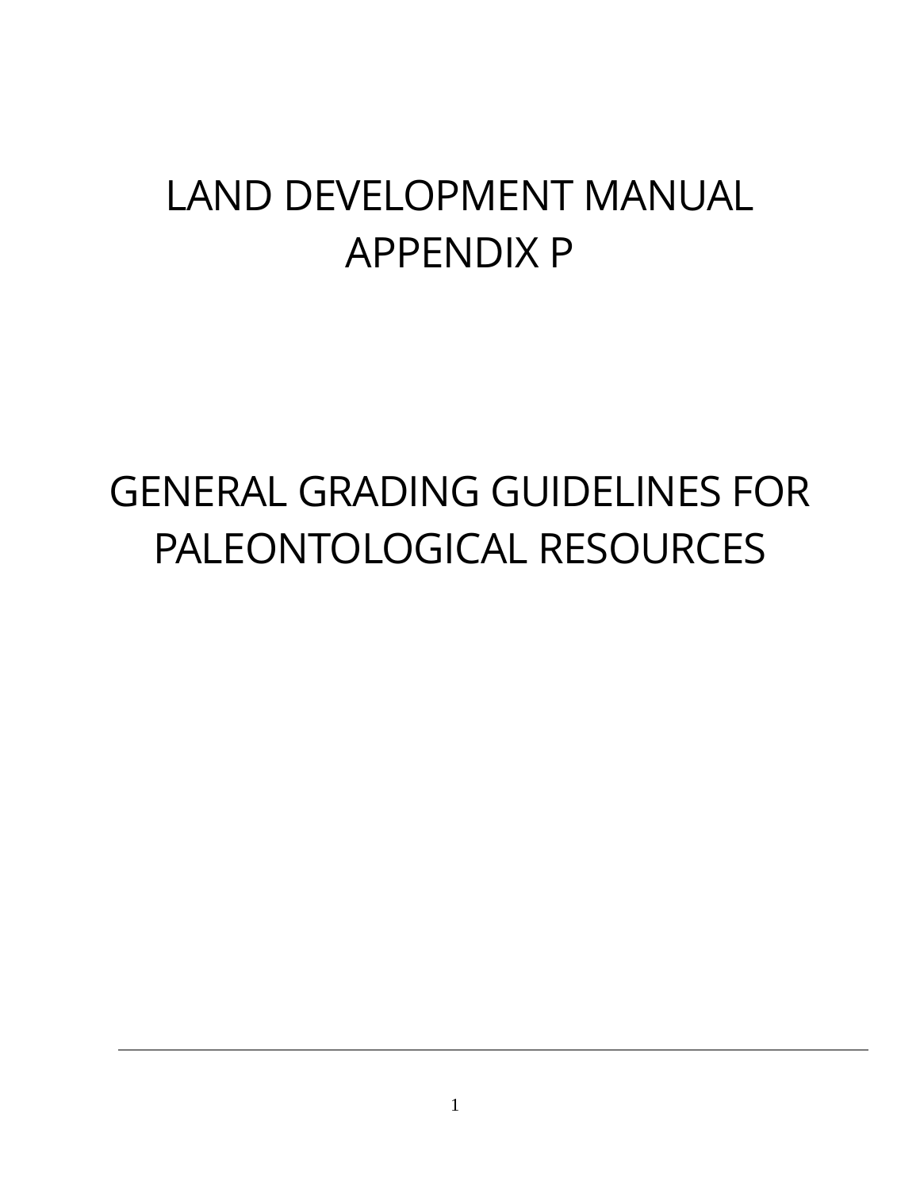# LAND DEVELOPMENT MANUAL
# APPENDIX P

# GENERAL GRADING GUIDELINES FOR PALEONTOLOGICAL RESOURCES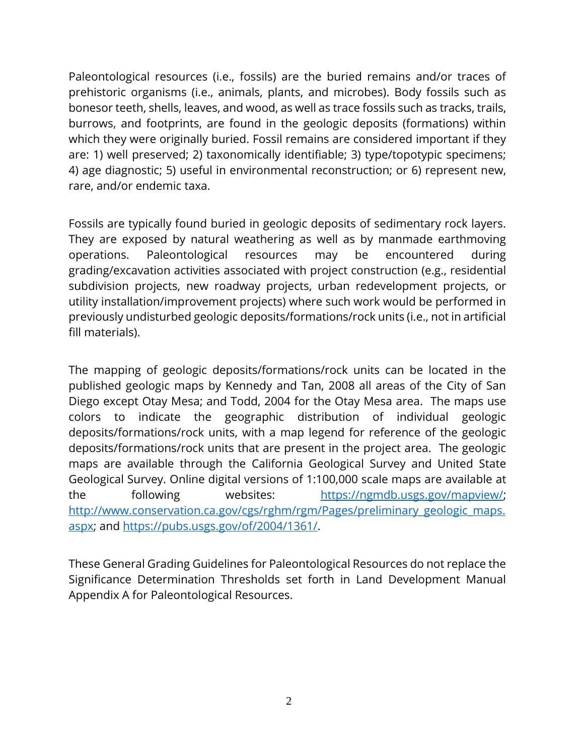Paleontological resources (i.e., fossils) are the buried remains and/or traces of prehistoric organisms (i.e., animals, plants, and microbes). Body fossils such as bonesor teeth, shells, leaves, and wood, as well as trace fossils such as tracks, trails, burrows, and footprints, are found in the geologic deposits (formations) within which they were originally buried. Fossil remains are considered important if they are: 1) well preserved; 2) taxonomically identifiable; 3) type/topotypic specimens; 4) age diagnostic; 5) useful in environmental reconstruction; or 6) represent new, rare, and/or endemic taxa.

Fossils are typically found buried in geologic deposits of sedimentary rock layers. They are exposed by natural weathering as well as by manmade earthmoving operations. Paleontological resources may be encountered during grading/excavation activities associated with project construction (e.g., residential subdivision projects, new roadway projects, urban redevelopment projects, or utility installation/improvement projects) where such work would be performed in previously undisturbed geologic deposits/formations/rock units (i.e., not in artificial fill materials).

The mapping of geologic deposits/formations/rock units can be located in the published geologic maps by Kennedy and Tan, 2008 all areas of the City of San Diego except Otay Mesa; and Todd, 2004 for the Otay Mesa area. The maps use colors to indicate the geographic distribution of individual geologic deposits/formations/rock units, with a map legend for reference of the geologic deposits/formations/rock units that are present in the project area. The geologic maps are available through the California Geological Survey and United State Geological Survey. Online digital versions of 1:100,000 scale maps are available at the following websites: https://ngmdb.usgs.gov/mapview/; http://www.conservation.ca.gov/cgs/rghm/rgm/Pages/preliminary_geologic_maps.aspx; and https://pubs.usgs.gov/of/2004/1361/.

These General Grading Guidelines for Paleontological Resources do not replace the Significance Determination Thresholds set forth in Land Development Manual Appendix A for Paleontological Resources.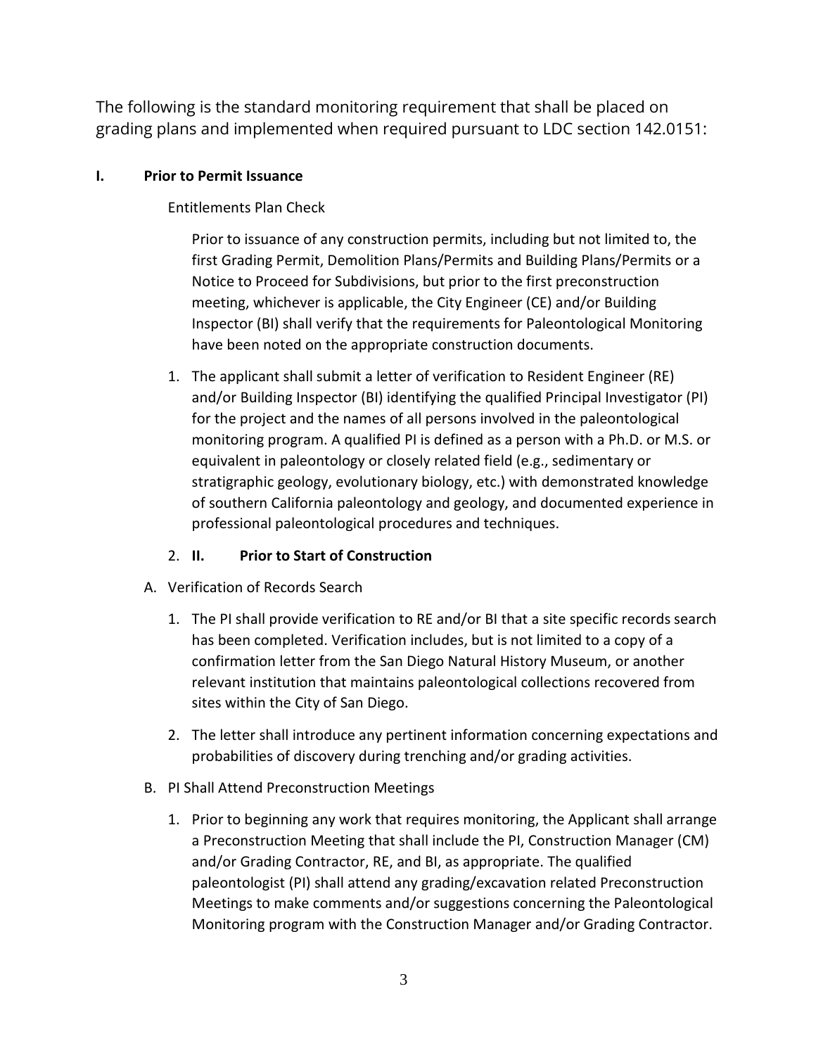The following is the standard monitoring requirement that shall be placed on grading plans and implemented when required pursuant to LDC section 142.0151:

**I. Prior to Permit Issuance**

Entitlements Plan Check

Prior to issuance of any construction permits, including but not limited to, the first Grading Permit, Demolition Plans/Permits and Building Plans/Permits or a Notice to Proceed for Subdivisions, but prior to the first preconstruction meeting, whichever is applicable, the City Engineer (CE) and/or Building Inspector (BI) shall verify that the requirements for Paleontological Monitoring have been noted on the appropriate construction documents.

1. The applicant shall submit a letter of verification to Resident Engineer (RE) and/or Building Inspector (BI) identifying the qualified Principal Investigator (PI) for the project and the names of all persons involved in the paleontological monitoring program. A qualified PI is defined as a person with a Ph.D. or M.S. or equivalent in paleontology or closely related field (e.g., sedimentary or stratigraphic geology, evolutionary biology, etc.) with demonstrated knowledge of southern California paleontology and geology, and documented experience in professional paleontological procedures and techniques.

2. **II. Prior to Start of Construction**

A. Verification of Records Search

1. The PI shall provide verification to RE and/or BI that a site specific records search has been completed. Verification includes, but is not limited to a copy of a confirmation letter from the San Diego Natural History Museum, or another relevant institution that maintains paleontological collections recovered from sites within the City of San Diego.

2. The letter shall introduce any pertinent information concerning expectations and probabilities of discovery during trenching and/or grading activities.

B. PI Shall Attend Preconstruction Meetings

1. Prior to beginning any work that requires monitoring, the Applicant shall arrange a Preconstruction Meeting that shall include the PI, Construction Manager (CM) and/or Grading Contractor, RE, and BI, as appropriate. The qualified paleontologist (PI) shall attend any grading/excavation related Preconstruction Meetings to make comments and/or suggestions concerning the Paleontological Monitoring program with the Construction Manager and/or Grading Contractor.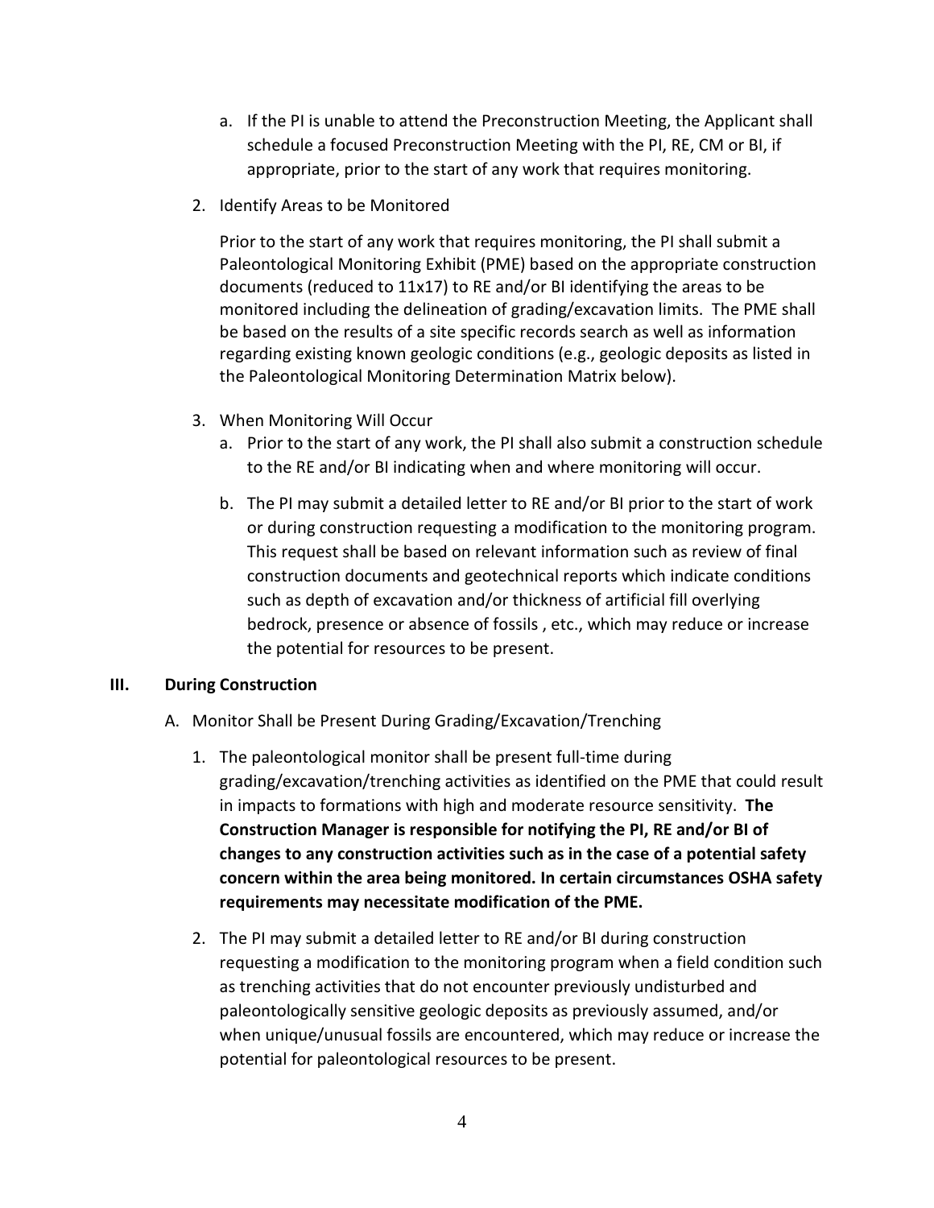a. If the PI is unable to attend the Preconstruction Meeting, the Applicant shall schedule a focused Preconstruction Meeting with the PI, RE, CM or BI, if appropriate, prior to the start of any work that requires monitoring.

2. Identify Areas to be Monitored

   Prior to the start of any work that requires monitoring, the PI shall submit a Paleontological Monitoring Exhibit (PME) based on the appropriate construction documents (reduced to 11x17) to RE and/or BI identifying the areas to be monitored including the delineation of grading/excavation limits. The PME shall be based on the results of a site specific records search as well as information regarding existing known geologic conditions (e.g., geologic deposits as listed in the Paleontological Monitoring Determination Matrix below).

3. When Monitoring Will Occur
   a. Prior to the start of any work, the PI shall also submit a construction schedule to the RE and/or BI indicating when and where monitoring will occur.
   b. The PI may submit a detailed letter to RE and/or BI prior to the start of work or during construction requesting a modification to the monitoring program. This request shall be based on relevant information such as review of final construction documents and geotechnical reports which indicate conditions such as depth of excavation and/or thickness of artificial fill overlying bedrock, presence or absence of fossils , etc., which may reduce or increase the potential for resources to be present.

## III. During Construction

A. Monitor Shall be Present During Grading/Excavation/Trenching

1. The paleontological monitor shall be present full-time during grading/excavation/trenching activities as identified on the PME that could result in impacts to formations with high and moderate resource sensitivity. **The Construction Manager is responsible for notifying the PI, RE and/or BI of changes to any construction activities such as in the case of a potential safety concern within the area being monitored. In certain circumstances OSHA safety requirements may necessitate modification of the PME.**

2. The PI may submit a detailed letter to RE and/or BI during construction requesting a modification to the monitoring program when a field condition such as trenching activities that do not encounter previously undisturbed and paleontologically sensitive geologic deposits as previously assumed, and/or when unique/unusual fossils are encountered, which may reduce or increase the potential for paleontological resources to be present.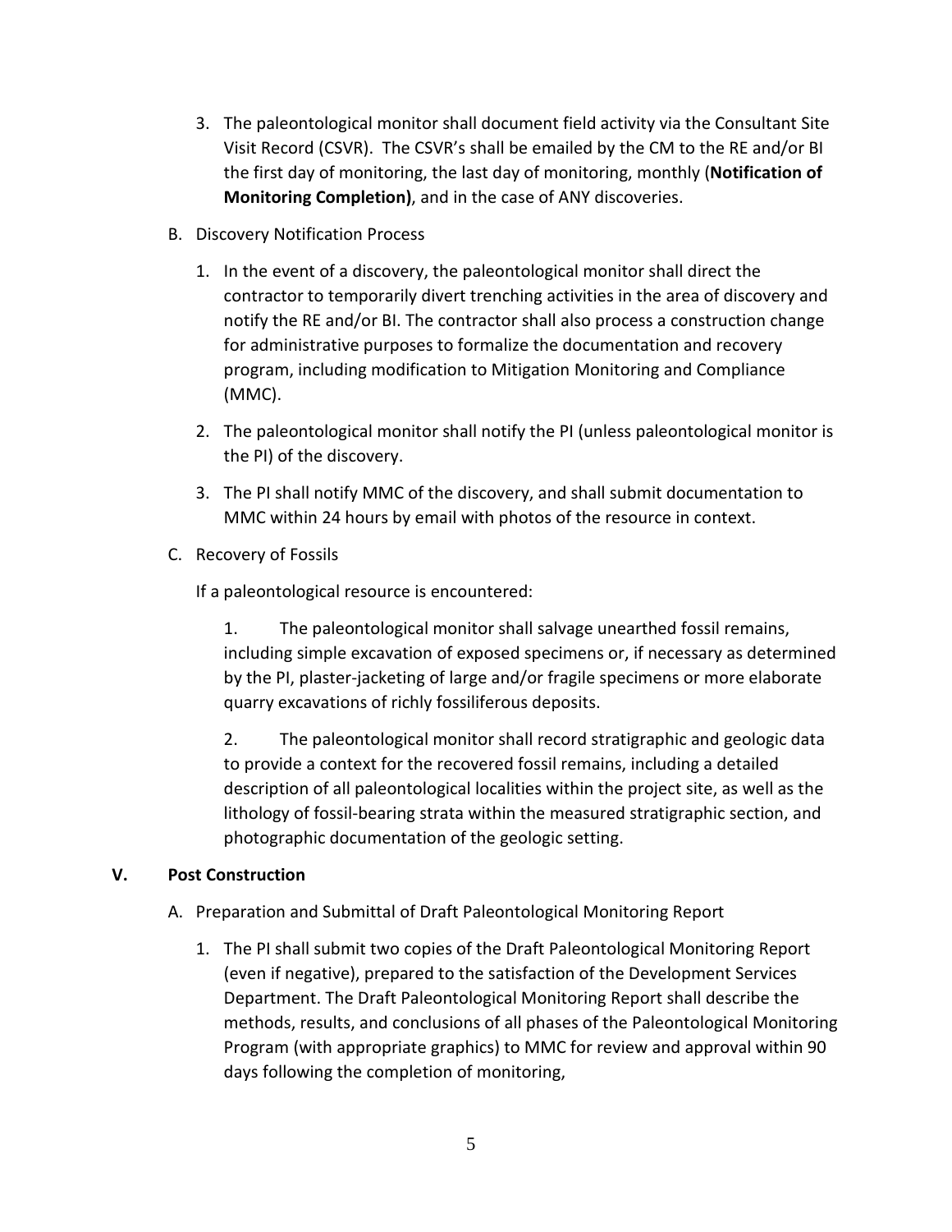3. The paleontological monitor shall document field activity via the Consultant Site Visit Record (CSVR). The CSVR's shall be emailed by the CM to the RE and/or BI the first day of monitoring, the last day of monitoring, monthly (**Notification of Monitoring Completion)**, and in the case of ANY discoveries.

B. Discovery Notification Process

1. In the event of a discovery, the paleontological monitor shall direct the contractor to temporarily divert trenching activities in the area of discovery and notify the RE and/or BI. The contractor shall also process a construction change for administrative purposes to formalize the documentation and recovery program, including modification to Mitigation Monitoring and Compliance (MMC).

2. The paleontological monitor shall notify the PI (unless paleontological monitor is the PI) of the discovery.

3. The PI shall notify MMC of the discovery, and shall submit documentation to MMC within 24 hours by email with photos of the resource in context.

C. Recovery of Fossils

If a paleontological resource is encountered:

1. The paleontological monitor shall salvage unearthed fossil remains, including simple excavation of exposed specimens or, if necessary as determined by the PI, plaster-jacketing of large and/or fragile specimens or more elaborate quarry excavations of richly fossiliferous deposits.

2. The paleontological monitor shall record stratigraphic and geologic data to provide a context for the recovered fossil remains, including a detailed description of all paleontological localities within the project site, as well as the lithology of fossil-bearing strata within the measured stratigraphic section, and photographic documentation of the geologic setting.

## V. Post Construction

A. Preparation and Submittal of Draft Paleontological Monitoring Report

1. The PI shall submit two copies of the Draft Paleontological Monitoring Report (even if negative), prepared to the satisfaction of the Development Services Department. The Draft Paleontological Monitoring Report shall describe the methods, results, and conclusions of all phases of the Paleontological Monitoring Program (with appropriate graphics) to MMC for review and approval within 90 days following the completion of monitoring,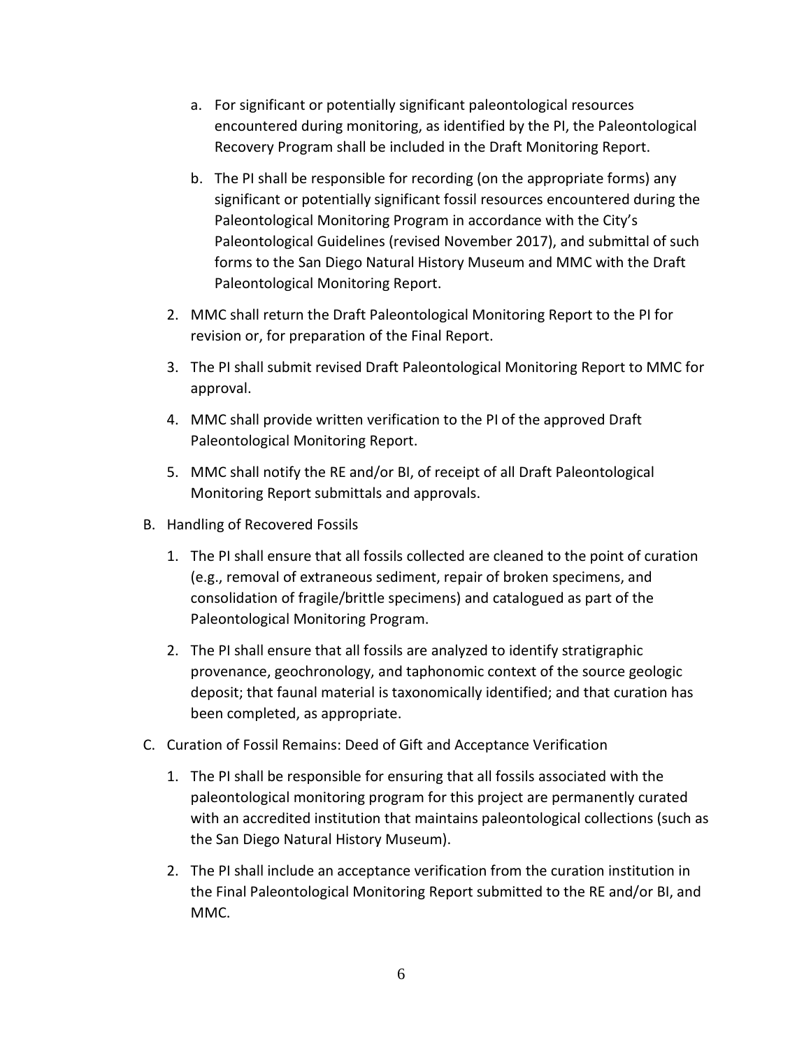a. For significant or potentially significant paleontological resources encountered during monitoring, as identified by the PI, the Paleontological Recovery Program shall be included in the Draft Monitoring Report.

   b. The PI shall be responsible for recording (on the appropriate forms) any significant or potentially significant fossil resources encountered during the Paleontological Monitoring Program in accordance with the City's Paleontological Guidelines (revised November 2017), and submittal of such forms to the San Diego Natural History Museum and MMC with the Draft Paleontological Monitoring Report.

2. MMC shall return the Draft Paleontological Monitoring Report to the PI for revision or, for preparation of the Final Report.

3. The PI shall submit revised Draft Paleontological Monitoring Report to MMC for approval.

4. MMC shall provide written verification to the PI of the approved Draft Paleontological Monitoring Report.

5. MMC shall notify the RE and/or BI, of receipt of all Draft Paleontological Monitoring Report submittals and approvals.

B. Handling of Recovered Fossils

   1. The PI shall ensure that all fossils collected are cleaned to the point of curation (e.g., removal of extraneous sediment, repair of broken specimens, and consolidation of fragile/brittle specimens) and catalogued as part of the Paleontological Monitoring Program.

   2. The PI shall ensure that all fossils are analyzed to identify stratigraphic provenance, geochronology, and taphonomic context of the source geologic deposit; that faunal material is taxonomically identified; and that curation has been completed, as appropriate.

C. Curation of Fossil Remains: Deed of Gift and Acceptance Verification

   1. The PI shall be responsible for ensuring that all fossils associated with the paleontological monitoring program for this project are permanently curated with an accredited institution that maintains paleontological collections (such as the San Diego Natural History Museum).

   2. The PI shall include an acceptance verification from the curation institution in the Final Paleontological Monitoring Report submitted to the RE and/or BI, and MMC.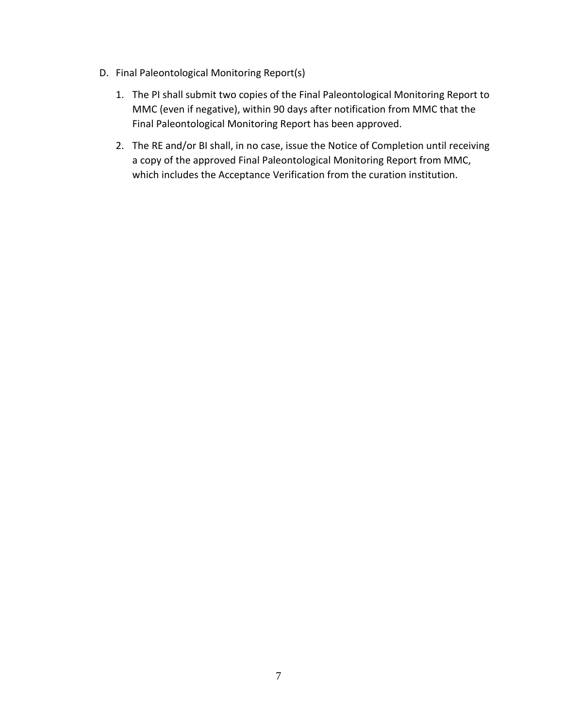D. Final Paleontological Monitoring Report(s)

   1. The PI shall submit two copies of the Final Paleontological Monitoring Report to MMC (even if negative), within 90 days after notification from MMC that the Final Paleontological Monitoring Report has been approved.

   2. The RE and/or BI shall, in no case, issue the Notice of Completion until receiving a copy of the approved Final Paleontological Monitoring Report from MMC, which includes the Acceptance Verification from the curation institution.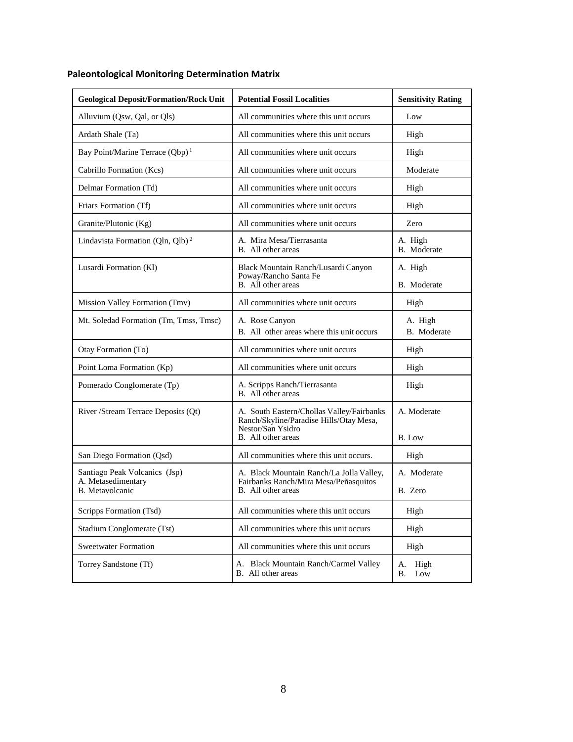## Paleontological Monitoring Determination Matrix

| Geological Deposit/Formation/Rock Unit | Potential Fossil Localities | Sensitivity Rating |
|---|---|---|
| Alluvium (Qsw, Qal, or Qls) | All communities where this unit occurs | Low |
| Ardath Shale (Ta) | All communities where this unit occurs | High |
| Bay Point/Marine Terrace (Qbp) [1] | All communities where unit occurs | High |
| Cabrillo Formation (Kcs) | All communities where unit occurs | Moderate |
| Delmar Formation (Td) | All communities where unit occurs | High |
| Friars Formation (Tf) | All communities where unit occurs | High |
| Granite/Plutonic (Kg) | All communities where unit occurs | Zero |
| Lindavista Formation (Qln, Qlb) [2] | A. Mira Mesa/Tierrasanta<br>B. All other areas | A. High<br>B. Moderate |
| Lusardi Formation (Kl) | Black Mountain Ranch/Lusardi Canyon Poway/Rancho Santa Fe<br>B. All other areas | A. High<br>B. Moderate |
| Mission Valley Formation (Tmv) | All communities where unit occurs | High |
| Mt. Soledad Formation (Tm, Tmss, Tmsc) | A. Rose Canyon<br>B. All other areas where this unit occurs | A. High<br>B. Moderate |
| Otay Formation (To) | All communities where unit occurs | High |
| Point Loma Formation (Kp) | All communities where unit occurs | High |
| Pomerado Conglomerate (Tp) | A. Scripps Ranch/Tierrasanta<br>B. All other areas | High |
| River /Stream Terrace Deposits (Qt) | A. South Eastern/Chollas Valley/Fairbanks Ranch/Skyline/Paradise Hills/Otay Mesa, Nestor/San Ysidro<br>B. All other areas | A. Moderate<br>B. Low |
| San Diego Formation (Qsd) | All communities where this unit occurs. | High |
| Santiago Peak Volcanics (Jsp)<br>A. Metasedimentary<br>B. Metavolcanic | A. Black Mountain Ranch/La Jolla Valley, Fairbanks Ranch/Mira Mesa/Peñasquitos<br>B. All other areas | A. Moderate<br>B. Zero |
| Scripps Formation (Tsd) | All communities where this unit occurs | High |
| Stadium Conglomerate (Tst) | All communities where this unit occurs | High |
| Sweetwater Formation | All communities where this unit occurs | High |
| Torrey Sandstone (Tf) | A. Black Mountain Ranch/Carmel Valley<br>B. All other areas | A. High<br>B. Low |